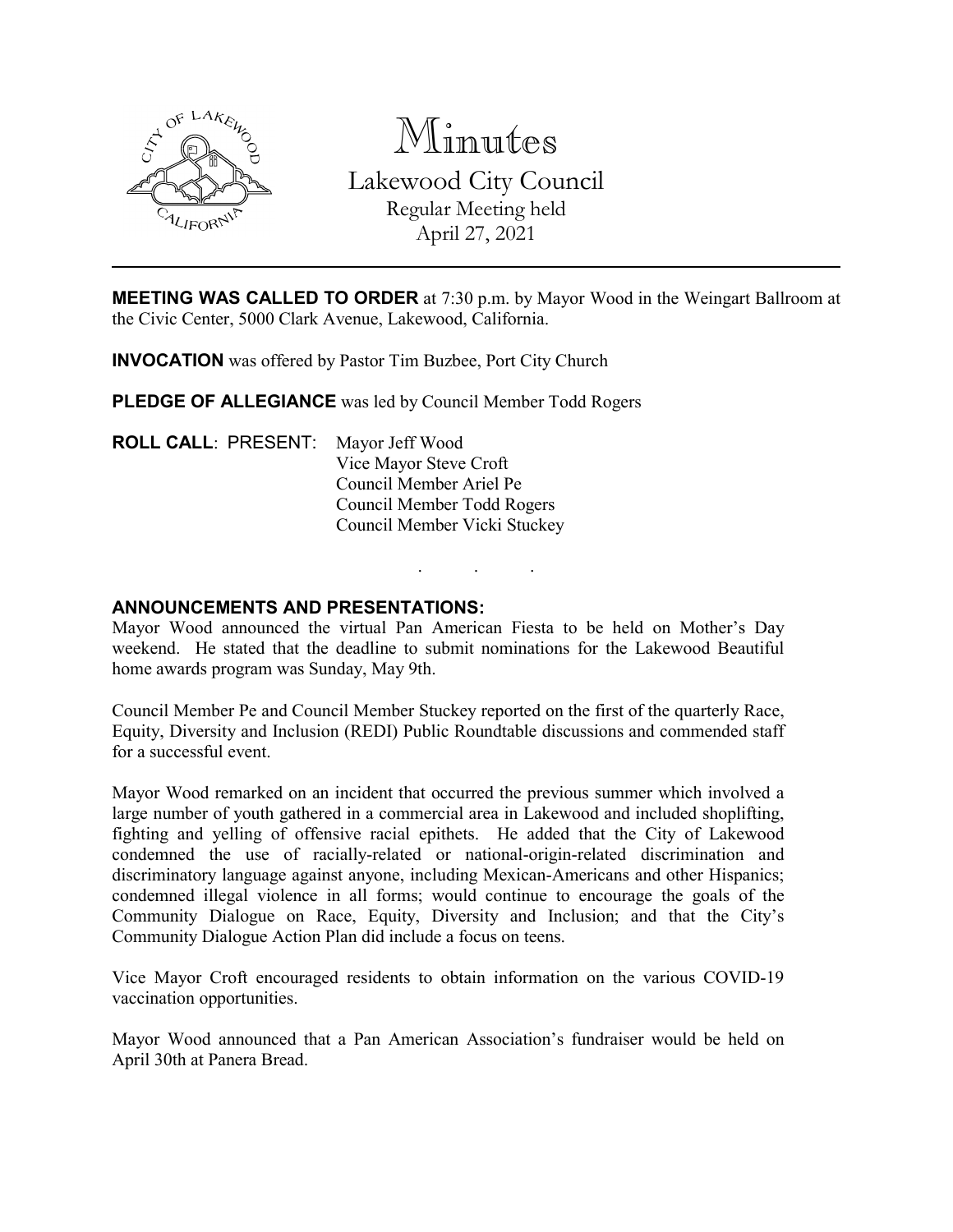# Minutes

## Lakewood City Council

Regular Meeting held
April 27, 2021

---

**MEETING WAS CALLED TO ORDER** at 7:30 p.m. by Mayor Wood in the Weingart Ballroom at the Civic Center, 5000 Clark Avenue, Lakewood, California.

**INVOCATION** was offered by Pastor Tim Buzbee, Port City Church

**PLEDGE OF ALLEGIANCE** was led by Council Member Todd Rogers

**ROLL CALL**: PRESENT: Mayor Jeff Wood
Vice Mayor Steve Croft
Council Member Ariel Pe
Council Member Todd Rogers
Council Member Vicki Stuckey

. . .

**ANNOUNCEMENTS AND PRESENTATIONS:**

Mayor Wood announced the virtual Pan American Fiesta to be held on Mother's Day weekend. He stated that the deadline to submit nominations for the Lakewood Beautiful home awards program was Sunday, May 9th.

Council Member Pe and Council Member Stuckey reported on the first of the quarterly Race, Equity, Diversity and Inclusion (REDI) Public Roundtable discussions and commended staff for a successful event.

Mayor Wood remarked on an incident that occurred the previous summer which involved a large number of youth gathered in a commercial area in Lakewood and included shoplifting, fighting and yelling of offensive racial epithets. He added that the City of Lakewood condemned the use of racially-related or national-origin-related discrimination and discriminatory language against anyone, including Mexican-Americans and other Hispanics; condemned illegal violence in all forms; would continue to encourage the goals of the Community Dialogue on Race, Equity, Diversity and Inclusion; and that the City's Community Dialogue Action Plan did include a focus on teens.

Vice Mayor Croft encouraged residents to obtain information on the various COVID-19 vaccination opportunities.

Mayor Wood announced that a Pan American Association's fundraiser would be held on April 30th at Panera Bread.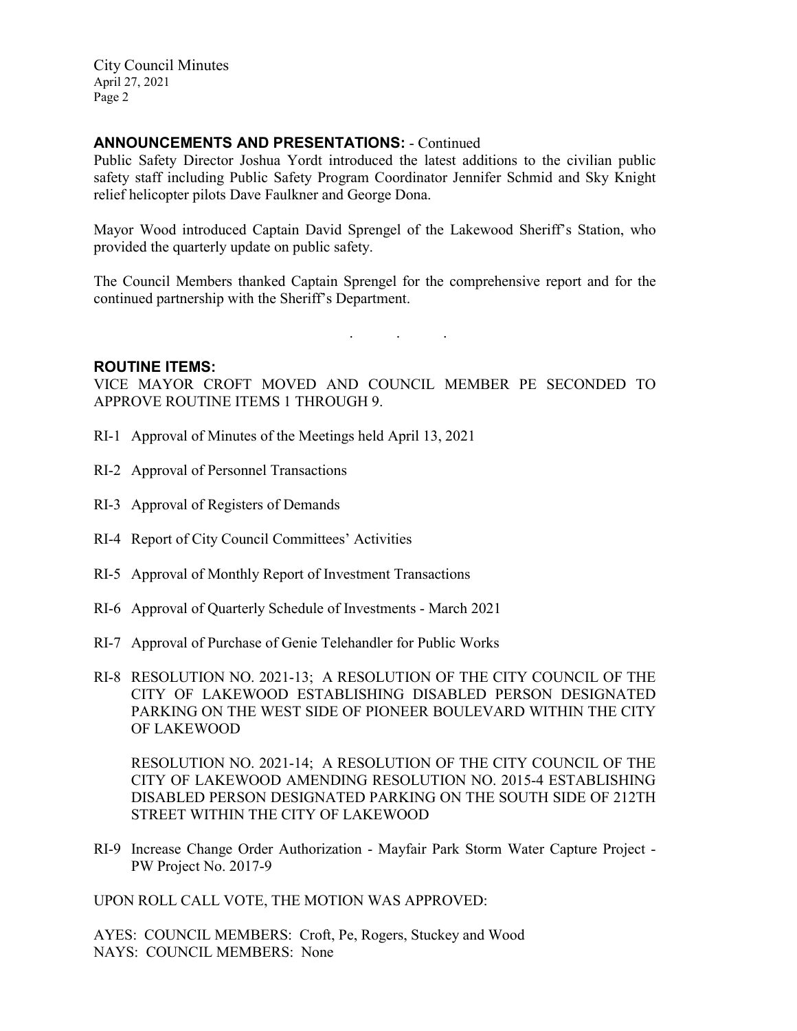## ANNOUNCEMENTS AND PRESENTATIONS: - Continued

Public Safety Director Joshua Yordt introduced the latest additions to the civilian public safety staff including Public Safety Program Coordinator Jennifer Schmid and Sky Knight relief helicopter pilots Dave Faulkner and George Dona.

Mayor Wood introduced Captain David Sprengel of the Lakewood Sheriff's Station, who provided the quarterly update on public safety.

The Council Members thanked Captain Sprengel for the comprehensive report and for the continued partnership with the Sheriff's Department.

. . .

## ROUTINE ITEMS:

VICE MAYOR CROFT MOVED AND COUNCIL MEMBER PE SECONDED TO APPROVE ROUTINE ITEMS 1 THROUGH 9.

RI-1 Approval of Minutes of the Meetings held April 13, 2021

RI-2 Approval of Personnel Transactions

RI-3 Approval of Registers of Demands

RI-4 Report of City Council Committees' Activities

RI-5 Approval of Monthly Report of Investment Transactions

RI-6 Approval of Quarterly Schedule of Investments - March 2021

RI-7 Approval of Purchase of Genie Telehandler for Public Works

RI-8 RESOLUTION NO. 2021-13; A RESOLUTION OF THE CITY COUNCIL OF THE CITY OF LAKEWOOD ESTABLISHING DISABLED PERSON DESIGNATED PARKING ON THE WEST SIDE OF PIONEER BOULEVARD WITHIN THE CITY OF LAKEWOOD

RESOLUTION NO. 2021-14; A RESOLUTION OF THE CITY COUNCIL OF THE CITY OF LAKEWOOD AMENDING RESOLUTION NO. 2015-4 ESTABLISHING DISABLED PERSON DESIGNATED PARKING ON THE SOUTH SIDE OF 212TH STREET WITHIN THE CITY OF LAKEWOOD

RI-9 Increase Change Order Authorization - Mayfair Park Storm Water Capture Project - PW Project No. 2017-9

UPON ROLL CALL VOTE, THE MOTION WAS APPROVED:

AYES: COUNCIL MEMBERS: Croft, Pe, Rogers, Stuckey and Wood
NAYS: COUNCIL MEMBERS: None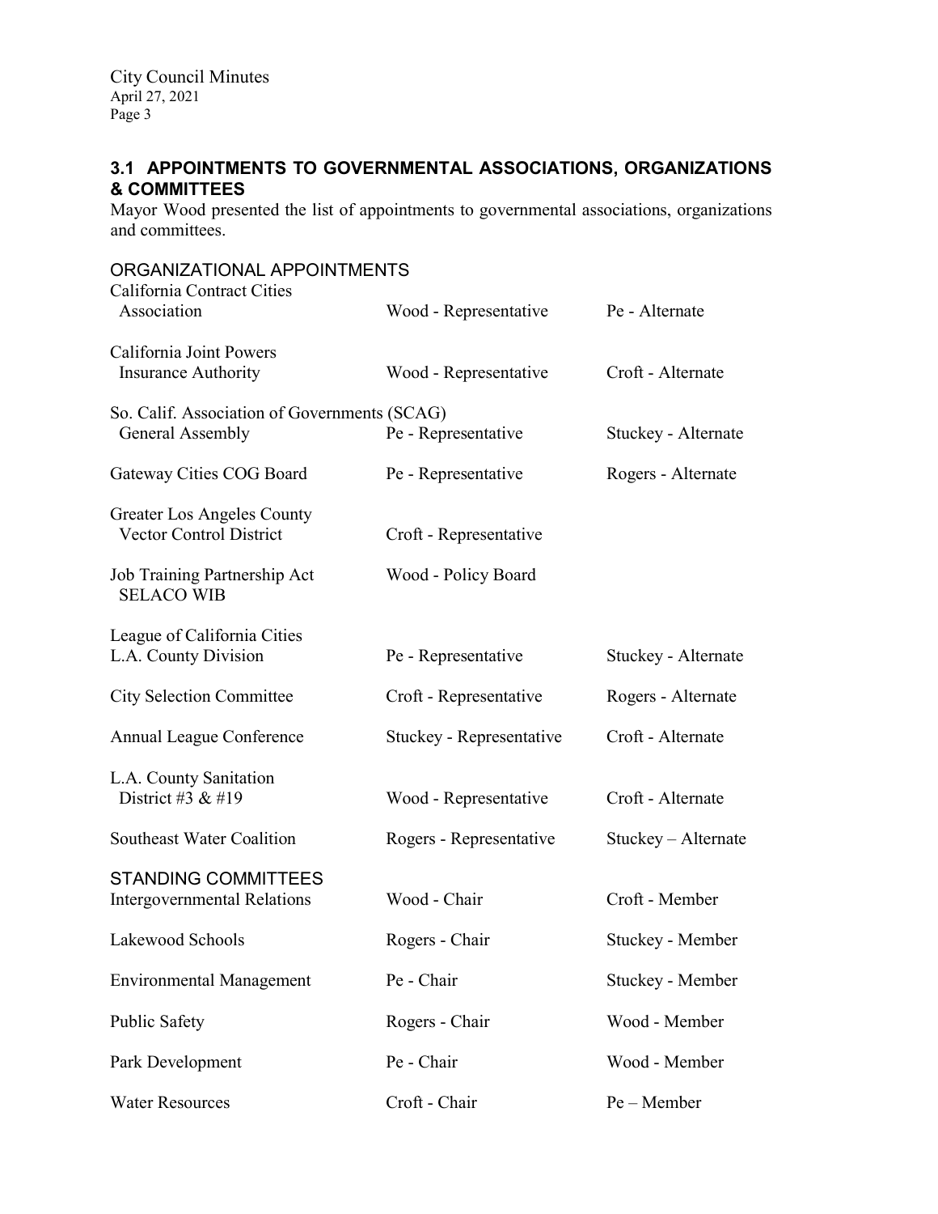## 3.1 APPOINTMENTS TO GOVERNMENTAL ASSOCIATIONS, ORGANIZATIONS & COMMITTEES

Mayor Wood presented the list of appointments to governmental associations, organizations and committees.

### ORGANIZATIONAL APPOINTMENTS

| | | |
|---|---|---|
| California Contract Cities Association | Wood - Representative | Pe - Alternate |
| California Joint Powers Insurance Authority | Wood - Representative | Croft - Alternate |
| So. Calif. Association of Governments (SCAG) General Assembly | Pe - Representative | Stuckey - Alternate |
| Gateway Cities COG Board | Pe - Representative | Rogers - Alternate |
| Greater Los Angeles County Vector Control District | Croft - Representative | |
| Job Training Partnership Act SELACO WIB | Wood - Policy Board | |
| League of California Cities L.A. County Division | Pe - Representative | Stuckey - Alternate |
| City Selection Committee | Croft - Representative | Rogers - Alternate |
| Annual League Conference | Stuckey - Representative | Croft - Alternate |
| L.A. County Sanitation District #3 & #19 | Wood - Representative | Croft - Alternate |
| Southeast Water Coalition | Rogers - Representative | Stuckey – Alternate |

### STANDING COMMITTEES

| | | |
|---|---|---|
| Intergovernmental Relations | Wood - Chair | Croft - Member |
| Lakewood Schools | Rogers - Chair | Stuckey - Member |
| Environmental Management | Pe - Chair | Stuckey - Member |
| Public Safety | Rogers - Chair | Wood - Member |
| Park Development | Pe - Chair | Wood - Member |
| Water Resources | Croft - Chair | Pe – Member |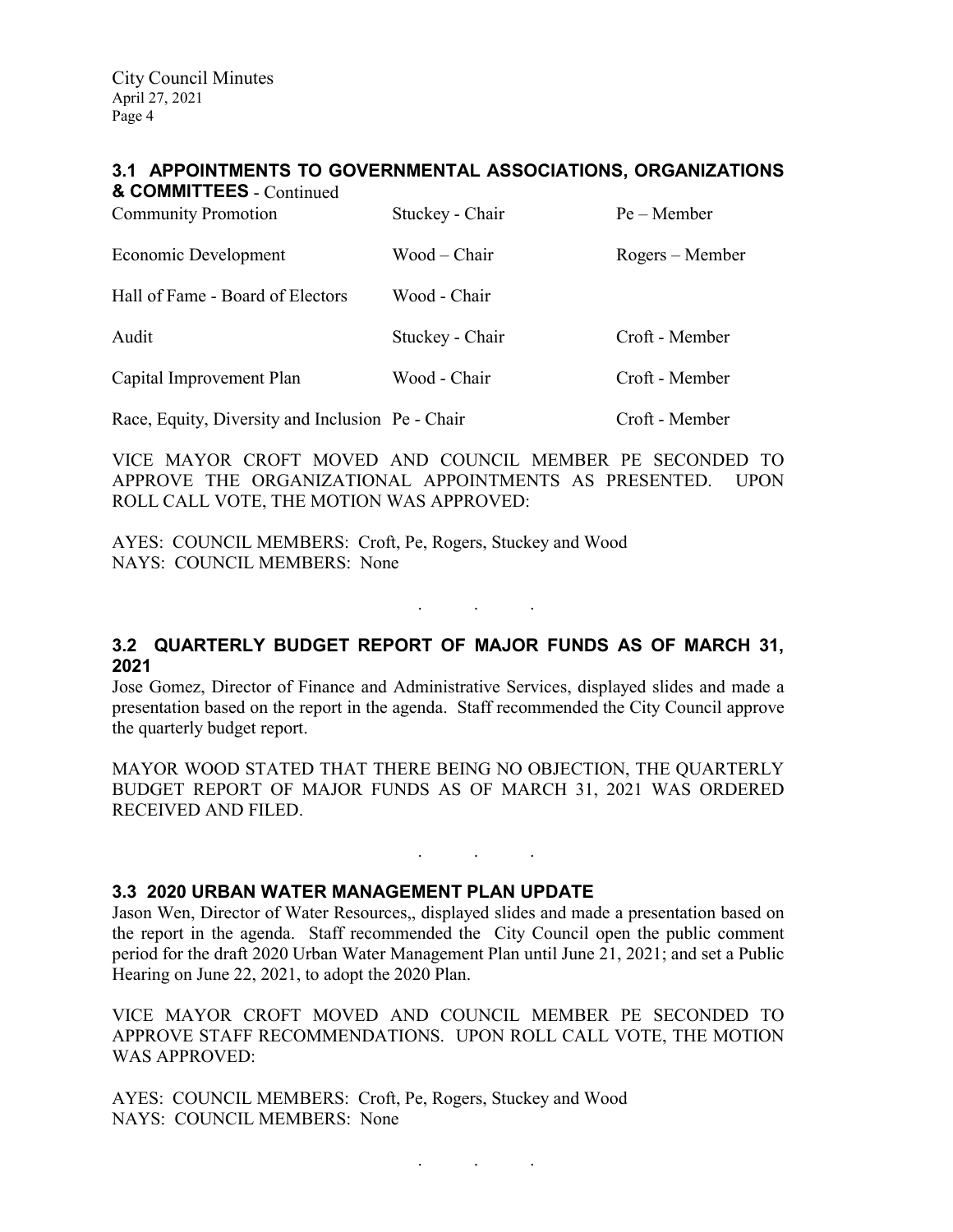### 3.1 APPOINTMENTS TO GOVERNMENTAL ASSOCIATIONS, ORGANIZATIONS & COMMITTEES - Continued

| | | |
|---|---|---|
| Community Promotion | Stuckey - Chair | Pe – Member |
| Economic Development | Wood – Chair | Rogers – Member |
| Hall of Fame - Board of Electors | Wood - Chair | |
| Audit | Stuckey - Chair | Croft - Member |
| Capital Improvement Plan | Wood - Chair | Croft - Member |
| Race, Equity, Diversity and Inclusion | Pe - Chair | Croft - Member |

VICE MAYOR CROFT MOVED AND COUNCIL MEMBER PE SECONDED TO APPROVE THE ORGANIZATIONAL APPOINTMENTS AS PRESENTED. UPON ROLL CALL VOTE, THE MOTION WAS APPROVED:

AYES: COUNCIL MEMBERS: Croft, Pe, Rogers, Stuckey and Wood
NAYS: COUNCIL MEMBERS: None

. . .

### 3.2 QUARTERLY BUDGET REPORT OF MAJOR FUNDS AS OF MARCH 31, 2021

Jose Gomez, Director of Finance and Administrative Services, displayed slides and made a presentation based on the report in the agenda. Staff recommended the City Council approve the quarterly budget report.

MAYOR WOOD STATED THAT THERE BEING NO OBJECTION, THE QUARTERLY BUDGET REPORT OF MAJOR FUNDS AS OF MARCH 31, 2021 WAS ORDERED RECEIVED AND FILED.

. . .

### 3.3 2020 URBAN WATER MANAGEMENT PLAN UPDATE

Jason Wen, Director of Water Resources,, displayed slides and made a presentation based on the report in the agenda. Staff recommended the City Council open the public comment period for the draft 2020 Urban Water Management Plan until June 21, 2021; and set a Public Hearing on June 22, 2021, to adopt the 2020 Plan.

VICE MAYOR CROFT MOVED AND COUNCIL MEMBER PE SECONDED TO APPROVE STAFF RECOMMENDATIONS. UPON ROLL CALL VOTE, THE MOTION WAS APPROVED:

AYES: COUNCIL MEMBERS: Croft, Pe, Rogers, Stuckey and Wood
NAYS: COUNCIL MEMBERS: None

. . .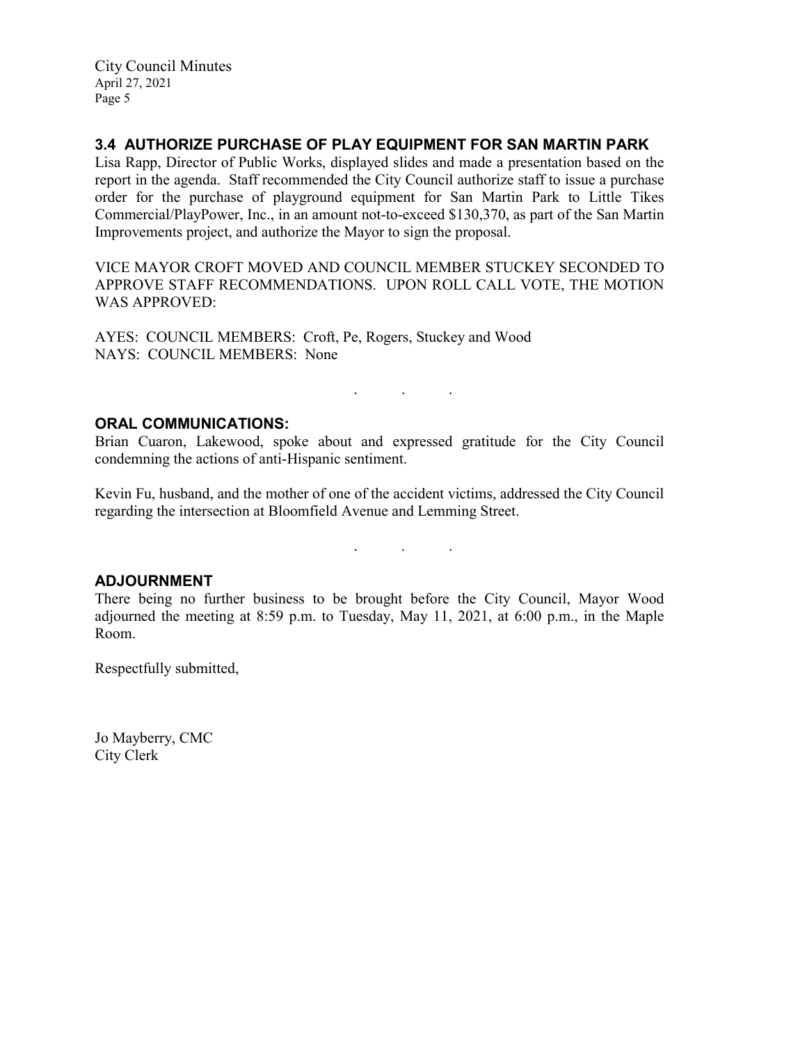### 3.4 AUTHORIZE PURCHASE OF PLAY EQUIPMENT FOR SAN MARTIN PARK

Lisa Rapp, Director of Public Works, displayed slides and made a presentation based on the report in the agenda. Staff recommended the City Council authorize staff to issue a purchase order for the purchase of playground equipment for San Martin Park to Little Tikes Commercial/PlayPower, Inc., in an amount not-to-exceed $130,370, as part of the San Martin Improvements project, and authorize the Mayor to sign the proposal.

VICE MAYOR CROFT MOVED AND COUNCIL MEMBER STUCKEY SECONDED TO APPROVE STAFF RECOMMENDATIONS. UPON ROLL CALL VOTE, THE MOTION WAS APPROVED:

AYES: COUNCIL MEMBERS: Croft, Pe, Rogers, Stuckey and Wood
NAYS: COUNCIL MEMBERS: None

. . .

### ORAL COMMUNICATIONS:

Brian Cuaron, Lakewood, spoke about and expressed gratitude for the City Council condemning the actions of anti-Hispanic sentiment.

Kevin Fu, husband, and the mother of one of the accident victims, addressed the City Council regarding the intersection at Bloomfield Avenue and Lemming Street.

. . .

### ADJOURNMENT

There being no further business to be brought before the City Council, Mayor Wood adjourned the meeting at 8:59 p.m. to Tuesday, May 11, 2021, at 6:00 p.m., in the Maple Room.

Respectfully submitted,

Jo Mayberry, CMC
City Clerk